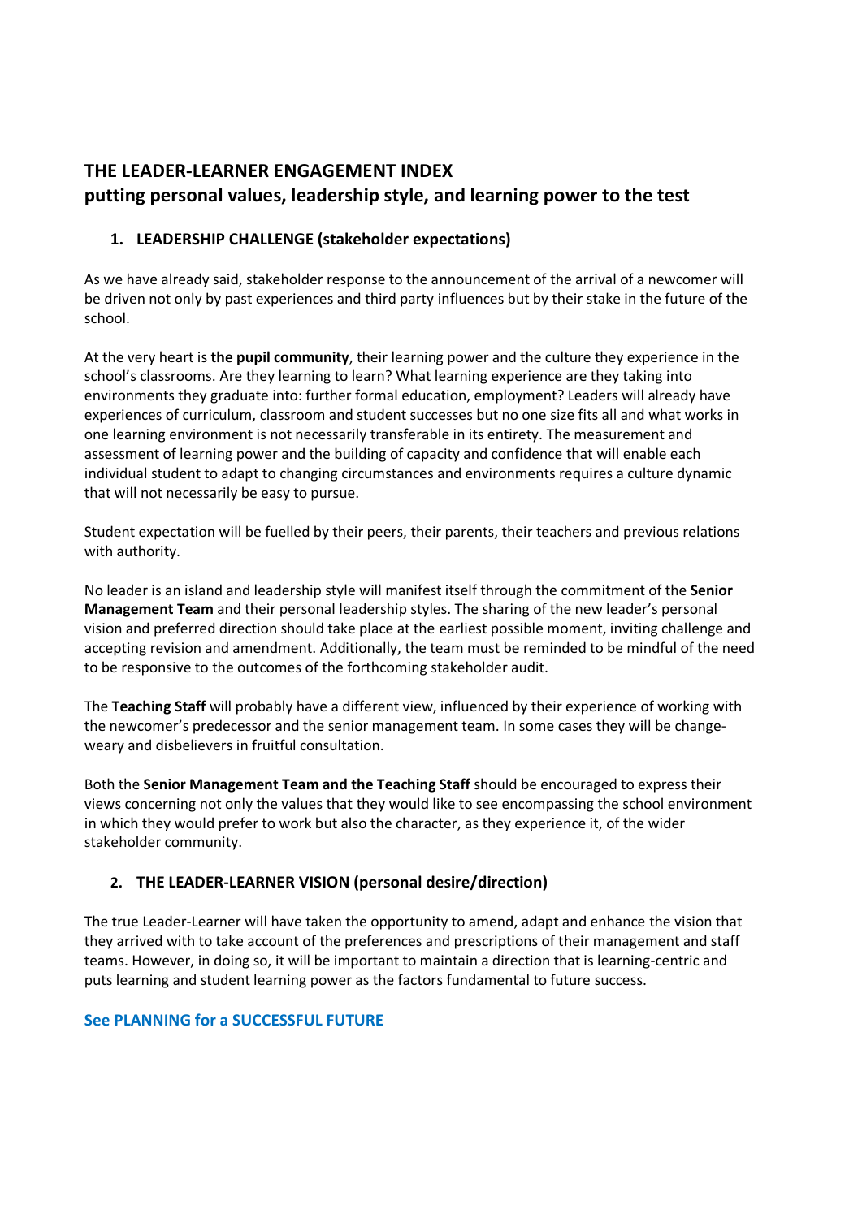# THE LEADER-LEARNER ENGAGEMENT INDEX
## putting personal values, leadership style, and learning power to the test

### 1. LEADERSHIP CHALLENGE (stakeholder expectations)

As we have already said, stakeholder response to the announcement of the arrival of a newcomer will be driven not only by past experiences and third party influences but by their stake in the future of the school.

At the very heart is **the pupil community**, their learning power and the culture they experience in the school's classrooms. Are they learning to learn? What learning experience are they taking into environments they graduate into: further formal education, employment? Leaders will already have experiences of curriculum, classroom and student successes but no one size fits all and what works in one learning environment is not necessarily transferable in its entirety. The measurement and assessment of learning power and the building of capacity and confidence that will enable each individual student to adapt to changing circumstances and environments requires a culture dynamic that will not necessarily be easy to pursue.

Student expectation will be fuelled by their peers, their parents, their teachers and previous relations with authority.

No leader is an island and leadership style will manifest itself through the commitment of the **Senior Management Team** and their personal leadership styles. The sharing of the new leader's personal vision and preferred direction should take place at the earliest possible moment, inviting challenge and accepting revision and amendment. Additionally, the team must be reminded to be mindful of the need to be responsive to the outcomes of the forthcoming stakeholder audit.

The **Teaching Staff** will probably have a different view, influenced by their experience of working with the newcomer's predecessor and the senior management team. In some cases they will be change-weary and disbelievers in fruitful consultation.

Both the **Senior Management Team and the Teaching Staff** should be encouraged to express their views concerning not only the values that they would like to see encompassing the school environment in which they would prefer to work but also the character, as they experience it, of the wider stakeholder community.

### 2. THE LEADER-LEARNER VISION (personal desire/direction)

The true Leader-Learner will have taken the opportunity to amend, adapt and enhance the vision that they arrived with to take account of the preferences and prescriptions of their management and staff teams. However, in doing so, it will be important to maintain a direction that is learning-centric and puts learning and student learning power as the factors fundamental to future success.

**See PLANNING for a SUCCESSFUL FUTURE**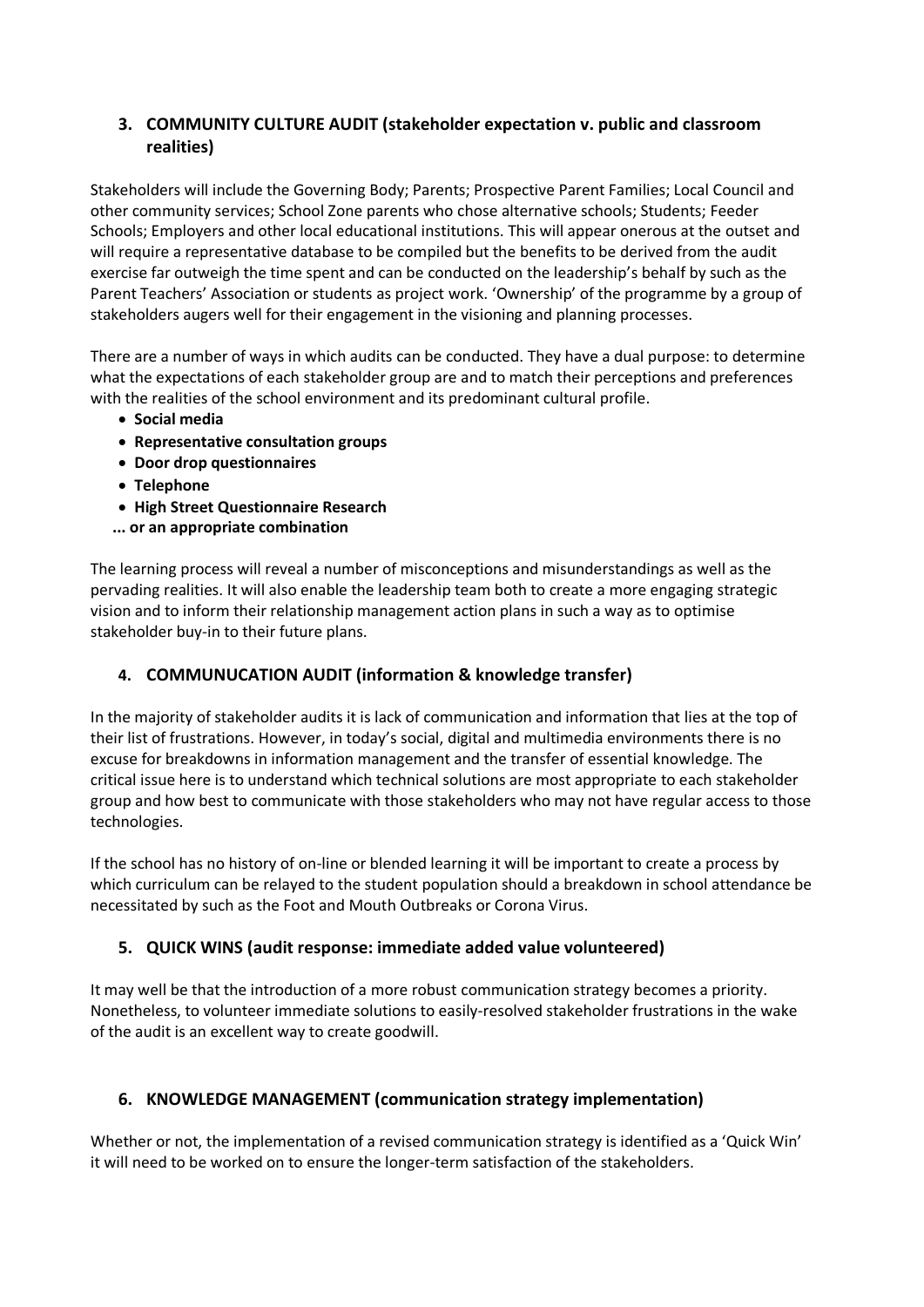## 3. COMMUNITY CULTURE AUDIT (stakeholder expectation v. public and classroom realities)

Stakeholders will include the Governing Body; Parents; Prospective Parent Families; Local Council and other community services; School Zone parents who chose alternative schools; Students; Feeder Schools; Employers and other local educational institutions. This will appear onerous at the outset and will require a representative database to be compiled but the benefits to be derived from the audit exercise far outweigh the time spent and can be conducted on the leadership's behalf by such as the Parent Teachers' Association or students as project work. 'Ownership' of the programme by a group of stakeholders augers well for their engagement in the visioning and planning processes.

There are a number of ways in which audits can be conducted. They have a dual purpose: to determine what the expectations of each stakeholder group are and to match their perceptions and preferences with the realities of the school environment and its predominant cultural profile.

- **Social media**
- **Representative consultation groups**
- **Door drop questionnaires**
- **Telephone**
- **High Street Questionnaire Research**

**... or an appropriate combination**

The learning process will reveal a number of misconceptions and misunderstandings as well as the pervading realities. It will also enable the leadership team both to create a more engaging strategic vision and to inform their relationship management action plans in such a way as to optimise stakeholder buy-in to their future plans.

## 4. COMMUNUCATION AUDIT (information & knowledge transfer)

In the majority of stakeholder audits it is lack of communication and information that lies at the top of their list of frustrations. However, in today's social, digital and multimedia environments there is no excuse for breakdowns in information management and the transfer of essential knowledge. The critical issue here is to understand which technical solutions are most appropriate to each stakeholder group and how best to communicate with those stakeholders who may not have regular access to those technologies.

If the school has no history of on-line or blended learning it will be important to create a process by which curriculum can be relayed to the student population should a breakdown in school attendance be necessitated by such as the Foot and Mouth Outbreaks or Corona Virus.

## 5. QUICK WINS (audit response: immediate added value volunteered)

It may well be that the introduction of a more robust communication strategy becomes a priority. Nonetheless, to volunteer immediate solutions to easily-resolved stakeholder frustrations in the wake of the audit is an excellent way to create goodwill.

## 6. KNOWLEDGE MANAGEMENT (communication strategy implementation)

Whether or not, the implementation of a revised communication strategy is identified as a 'Quick Win' it will need to be worked on to ensure the longer-term satisfaction of the stakeholders.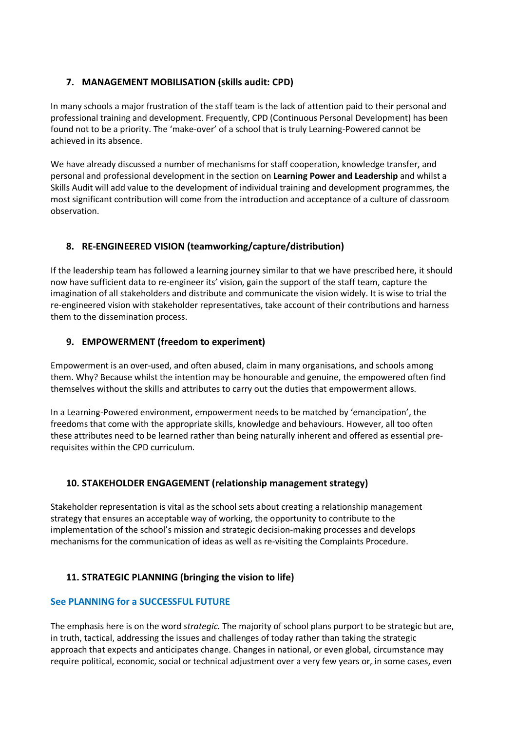### 7. MANAGEMENT MOBILISATION (skills audit: CPD)

In many schools a major frustration of the staff team is the lack of attention paid to their personal and professional training and development. Frequently, CPD (Continuous Personal Development) has been found not to be a priority. The 'make-over' of a school that is truly Learning-Powered cannot be achieved in its absence.

We have already discussed a number of mechanisms for staff cooperation, knowledge transfer, and personal and professional development in the section on **Learning Power and Leadership** and whilst a Skills Audit will add value to the development of individual training and development programmes, the most significant contribution will come from the introduction and acceptance of a culture of classroom observation.

### 8. RE-ENGINEERED VISION (teamworking/capture/distribution)

If the leadership team has followed a learning journey similar to that we have prescribed here, it should now have sufficient data to re-engineer its' vision, gain the support of the staff team, capture the imagination of all stakeholders and distribute and communicate the vision widely. It is wise to trial the re-engineered vision with stakeholder representatives, take account of their contributions and harness them to the dissemination process.

### 9. EMPOWERMENT (freedom to experiment)

Empowerment is an over-used, and often abused, claim in many organisations, and schools among them. Why? Because whilst the intention may be honourable and genuine, the empowered often find themselves without the skills and attributes to carry out the duties that empowerment allows.

In a Learning-Powered environment, empowerment needs to be matched by 'emancipation', the freedoms that come with the appropriate skills, knowledge and behaviours. However, all too often these attributes need to be learned rather than being naturally inherent and offered as essential pre-requisites within the CPD curriculum.

### 10. STAKEHOLDER ENGAGEMENT (relationship management strategy)

Stakeholder representation is vital as the school sets about creating a relationship management strategy that ensures an acceptable way of working, the opportunity to contribute to the implementation of the school's mission and strategic decision-making processes and develops mechanisms for the communication of ideas as well as re-visiting the Complaints Procedure.

### 11. STRATEGIC PLANNING (bringing the vision to life)

**See PLANNING for a SUCCESSFUL FUTURE**

The emphasis here is on the word *strategic.* The majority of school plans purport to be strategic but are, in truth, tactical, addressing the issues and challenges of today rather than taking the strategic approach that expects and anticipates change. Changes in national, or even global, circumstance may require political, economic, social or technical adjustment over a very few years or, in some cases, even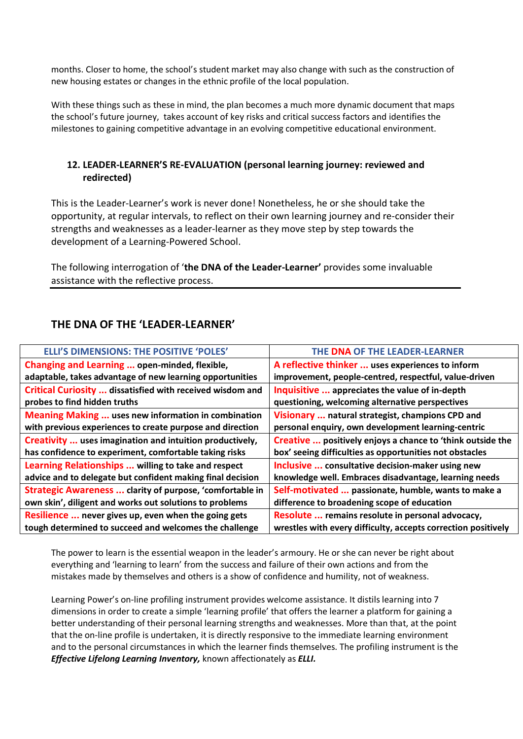months. Closer to home, the school's student market may also change with such as the construction of new housing estates or changes in the ethnic profile of the local population.

With these things such as these in mind, the plan becomes a much more dynamic document that maps the school's future journey, takes account of key risks and critical success factors and identifies the milestones to gaining competitive advantage in an evolving competitive educational environment.

## 12. LEADER-LEARNER'S RE-EVALUATION (personal learning journey: reviewed and redirected)

This is the Leader-Learner's work is never done! Nonetheless, he or she should take the opportunity, at regular intervals, to reflect on their own learning journey and re-consider their strengths and weaknesses as a leader-learner as they move step by step towards the development of a Learning-Powered School.

The following interrogation of '**the DNA of the Leader-Learner**' provides some invaluable assistance with the reflective process.

## THE DNA OF THE 'LEADER-LEARNER'

| ELLI'S DIMENSIONS: THE POSITIVE 'POLES' | THE DNA OF THE LEADER-LEARNER |
|---|---|
| **Changing and Learning ... open-minded, flexible, adaptable, takes advantage of new learning opportunities** | **A reflective thinker ... uses experiences to inform improvement, people-centred, respectful, value-driven** |
| **Critical Curiosity ... dissatisfied with received wisdom and probes to find hidden truths** | **Inquisitive ... appreciates the value of in-depth questioning, welcoming alternative perspectives** |
| **Meaning Making ... uses new information in combination with previous experiences to create purpose and direction** | **Visionary ... natural strategist, champions CPD and personal enquiry, own development learning-centric** |
| **Creativity ... uses imagination and intuition productively, has confidence to experiment, comfortable taking risks** | **Creative ... positively enjoys a chance to 'think outside the box' seeing difficulties as opportunities not obstacles** |
| **Learning Relationships ... willing to take and respect advice and to delegate but confident making final decision** | **Inclusive ... consultative decision-maker using new knowledge well. Embraces disadvantage, learning needs** |
| **Strategic Awareness ... clarity of purpose, 'comfortable in own skin', diligent and works out solutions to problems** | **Self-motivated ... passionate, humble, wants to make a difference to broadening scope of education** |
| **Resilience ... never gives up, even when the going gets tough determined to succeed and welcomes the challenge** | **Resolute ... remains resolute in personal advocacy, wrestles with every difficulty, accepts correction positively** |

The power to learn is the essential weapon in the leader's armoury. He or she can never be right about everything and 'learning to learn' from the success and failure of their own actions and from the mistakes made by themselves and others is a show of confidence and humility, not of weakness.

Learning Power's on-line profiling instrument provides welcome assistance. It distils learning into 7 dimensions in order to create a simple 'learning profile' that offers the learner a platform for gaining a better understanding of their personal learning strengths and weaknesses. More than that, at the point that the on-line profile is undertaken, it is directly responsive to the immediate learning environment and to the personal circumstances in which the learner finds themselves. The profiling instrument is the ***Effective Lifelong Learning Inventory,*** known affectionately as ***ELLI.***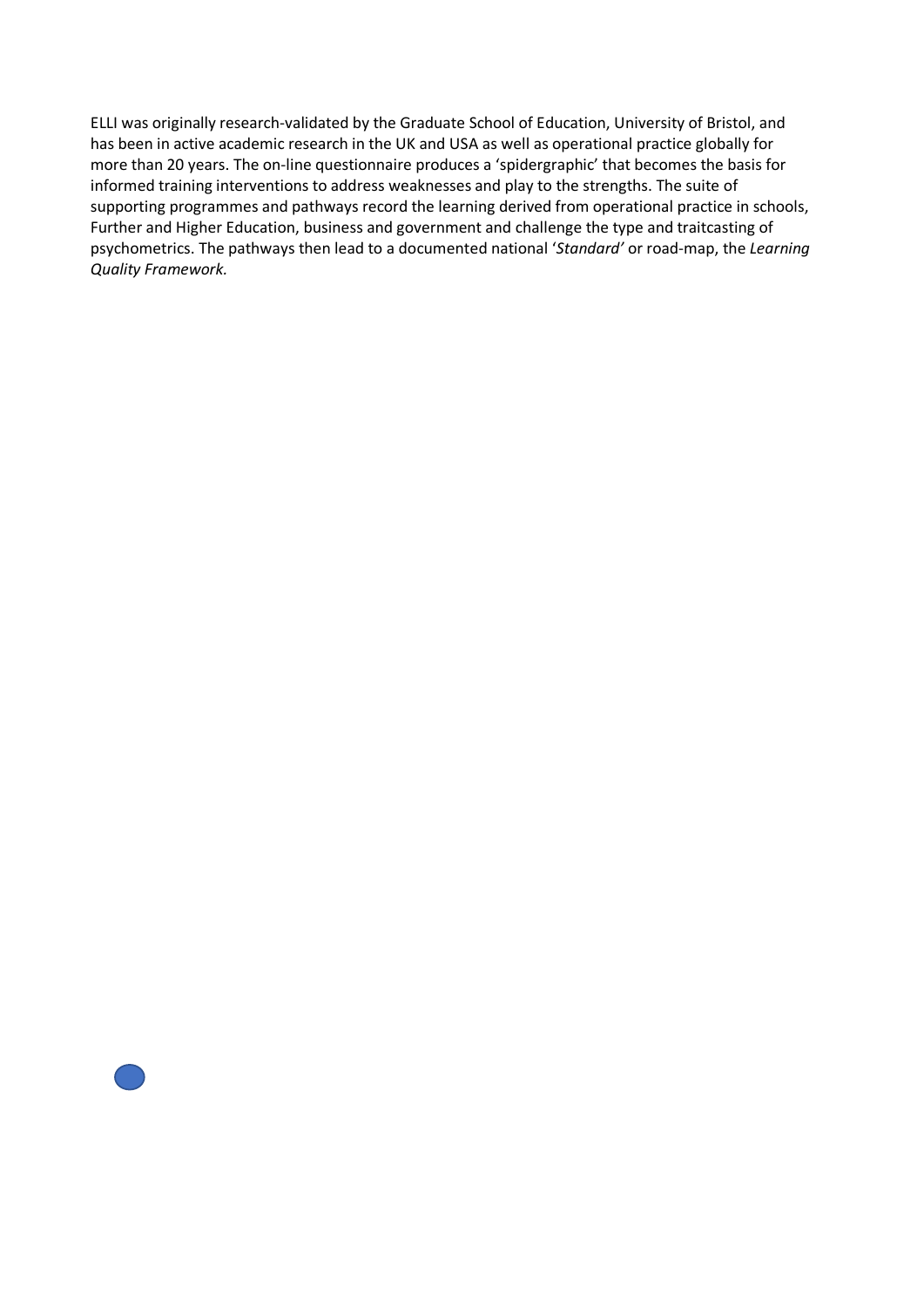ELLI was originally research-validated by the Graduate School of Education, University of Bristol, and has been in active academic research in the UK and USA as well as operational practice globally for more than 20 years. The on-line questionnaire produces a 'spidergraphic' that becomes the basis for informed training interventions to address weaknesses and play to the strengths. The suite of supporting programmes and pathways record the learning derived from operational practice in schools, Further and Higher Education, business and government and challenge the type and traitcasting of psychometrics. The pathways then lead to a documented national '*Standard'* or road-map, the *Learning Quality Framework.*